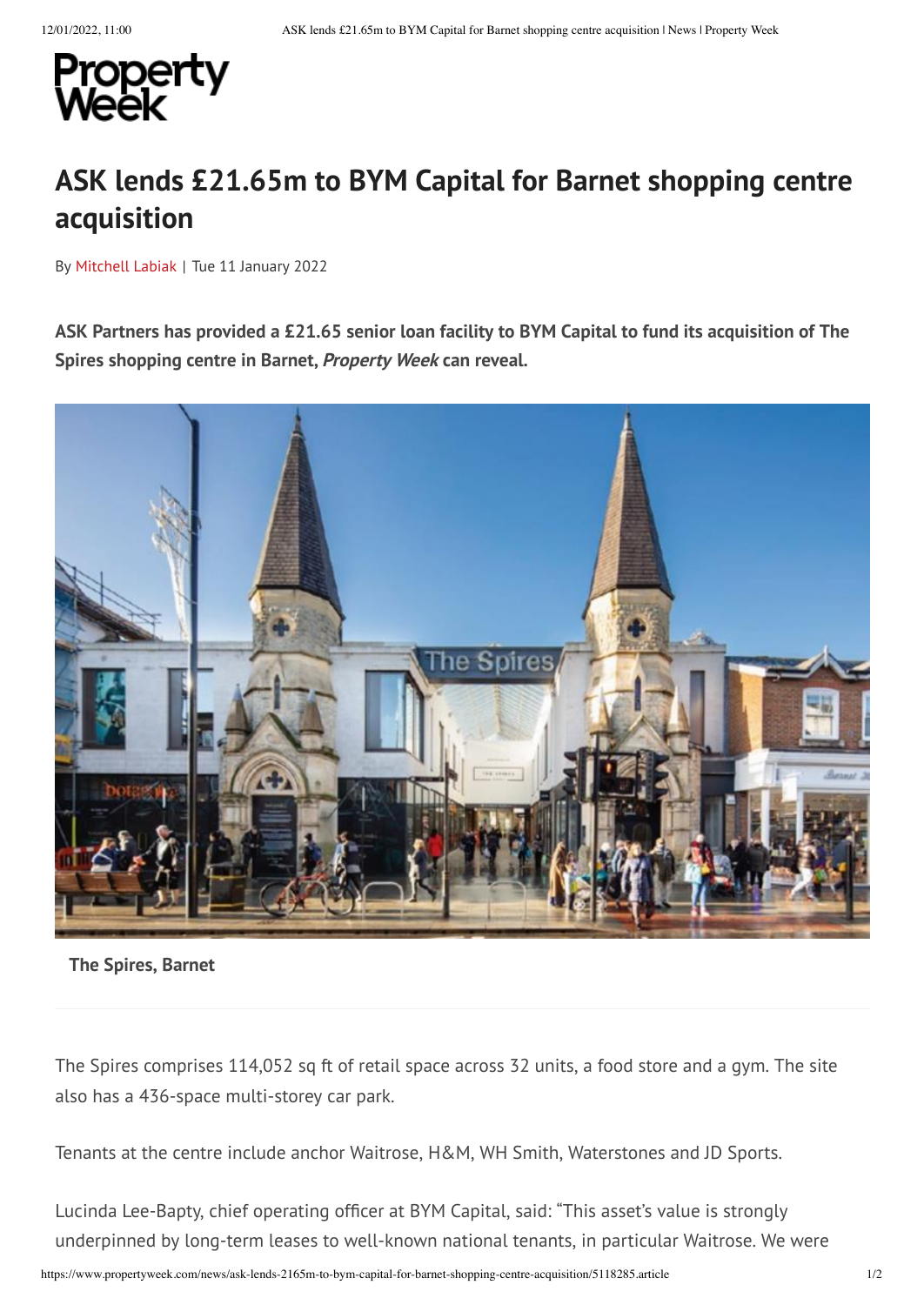Property Week

# ASK lends £21.65m to BYM Capital for Barnet shopping centre acquisition

By Mitchell Labiak | Tue 11 January 2022

**ASK Partners has provided a £21.65 senior loan facility to BYM Capital to fund its acquisition of The Spires shopping centre in Barnet, *Property Week* can reveal.**

**The Spires, Barnet**

The Spires comprises 114,052 sq ft of retail space across 32 units, a food store and a gym. The site also has a 436-space multi-storey car park.

Tenants at the centre include anchor Waitrose, H&M, WH Smith, Waterstones and JD Sports.

Lucinda Lee-Bapty, chief operating officer at BYM Capital, said: "This asset's value is strongly underpinned by long-term leases to well-known national tenants, in particular Waitrose. We were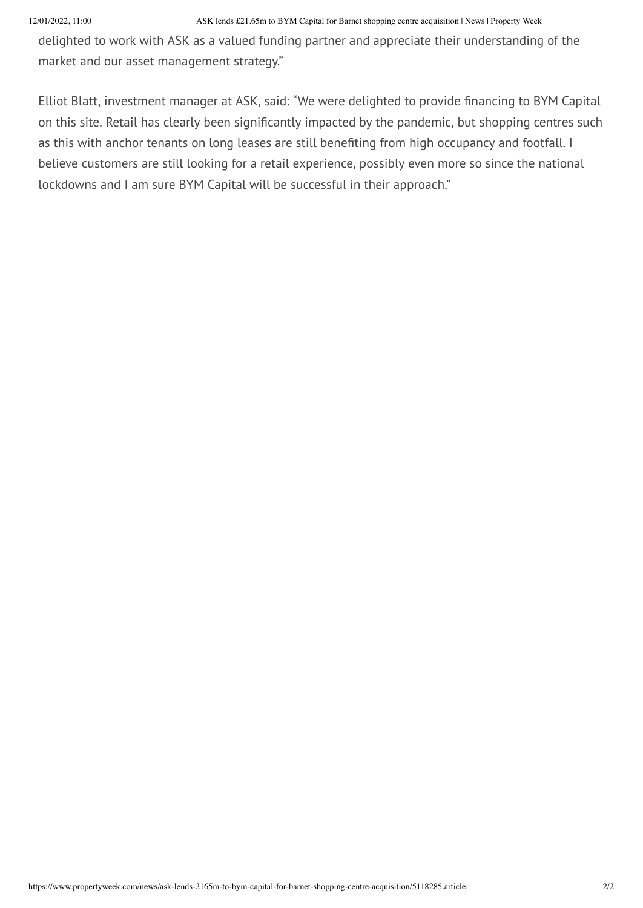delighted to work with ASK as a valued funding partner and appreciate their understanding of the market and our asset management strategy."

Elliot Blatt, investment manager at ASK, said: "We were delighted to provide financing to BYM Capital on this site. Retail has clearly been significantly impacted by the pandemic, but shopping centres such as this with anchor tenants on long leases are still benefiting from high occupancy and footfall. I believe customers are still looking for a retail experience, possibly even more so since the national lockdowns and I am sure BYM Capital will be successful in their approach."